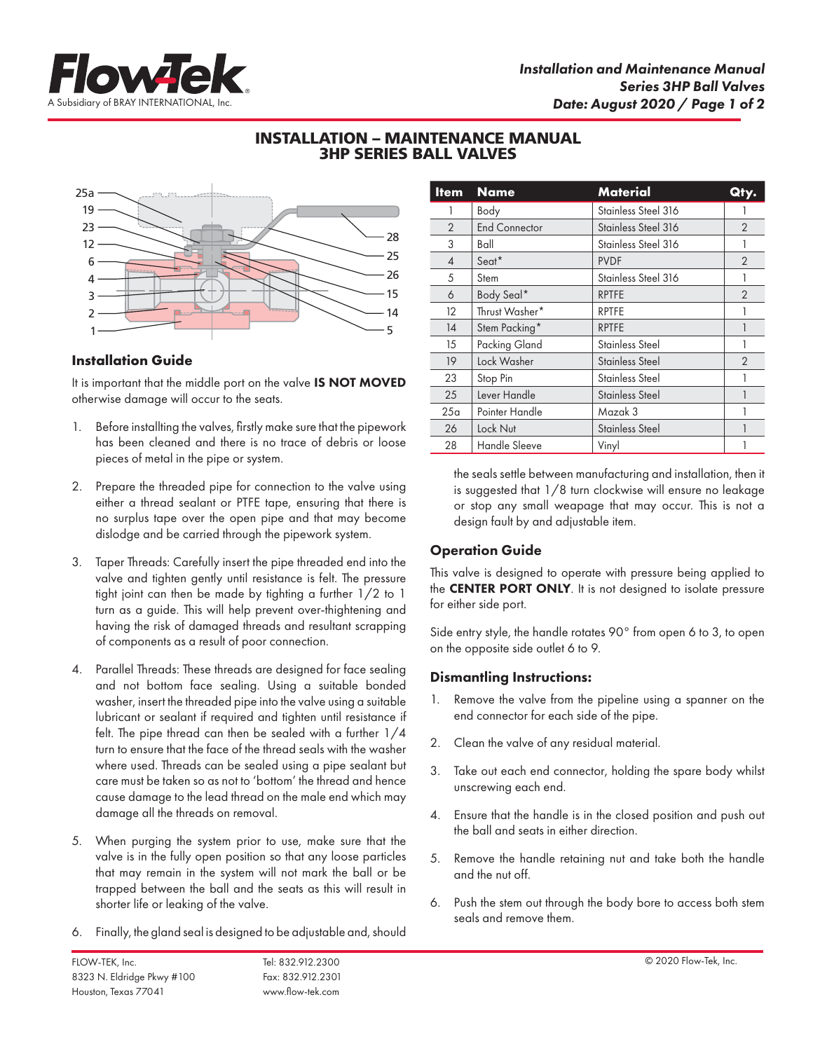# INSTALLATION – MAINTENANCE MANUAL
# 3HP SERIES BALL VALVES

| Item | Name | Material | Qty. |
|---|---|---|---|
| 1 | Body | Stainless Steel 316 | 1 |
| 2 | End Connector | Stainless Steel 316 | 2 |
| 3 | Ball | Stainless Steel 316 | 1 |
| 4 | Seat* | PVDF | 2 |
| 5 | Stem | Stainless Steel 316 | 1 |
| 6 | Body Seal* | RPTFE | 2 |
| 12 | Thrust Washer* | RPTFE | 1 |
| 14 | Stem Packing* | RPTFE | 1 |
| 15 | Packing Gland | Stainless Steel | 1 |
| 19 | Lock Washer | Stainless Steel | 2 |
| 23 | Stop Pin | Stainless Steel | 1 |
| 25 | Lever Handle | Stainless Steel | 1 |
| 25a | Pointer Handle | Mazak 3 | 1 |
| 26 | Lock Nut | Stainless Steel | 1 |
| 28 | Handle Sleeve | Vinyl | 1 |

## Installation Guide

It is important that the middle port on the valve **IS NOT MOVED** otherwise damage will occur to the seats.

1. Before installting the valves, firstly make sure that the pipework has been cleaned and there is no trace of debris or loose pieces of metal in the pipe or system.

2. Prepare the threaded pipe for connection to the valve using either a thread sealant or PTFE tape, ensuring that there is no surplus tape over the open pipe and that may become dislodge and be carried through the pipework system.

3. Taper Threads: Carefully insert the pipe threaded end into the valve and tighten gently until resistance is felt. The pressure tight joint can then be made by tighting a further 1/2 to 1 turn as a guide. This will help prevent over-thightening and having the risk of damaged threads and resultant scrapping of components as a result of poor connection.

4. Parallel Threads: These threads are designed for face sealing and not bottom face sealing. Using a suitable bonded washer, insert the threaded pipe into the valve using a suitable lubricant or sealant if required and tighten until resistance if felt. The pipe thread can then be sealed with a further 1/4 turn to ensure that the face of the thread seals with the washer where used. Threads can be sealed using a pipe sealant but care must be taken so as not to 'bottom' the thread and hence cause damage to the lead thread on the male end which may damage all the threads on removal.

5. When purging the system prior to use, make sure that the valve is in the fully open position so that any loose particles that may remain in the system will not mark the ball or be trapped between the ball and the seats as this will result in shorter life or leaking of the valve.

6. Finally, the gland seal is designed to be adjustable and, should the seals settle between manufacturing and installation, then it is suggested that 1/8 turn clockwise will ensure no leakage or stop any small weapage that may occur. This is not a design fault by and adjustable item.

## Operation Guide

This valve is designed to operate with pressure being applied to the **CENTER PORT ONLY**. It is not designed to isolate pressure for either side port.

Side entry style, the handle rotates 90° from open 6 to 3, to open on the opposite side outlet 6 to 9.

## Dismantling Instructions:

1. Remove the valve from the pipeline using a spanner on the end connector for each side of the pipe.

2. Clean the valve of any residual material.

3. Take out each end connector, holding the spare body whilst unscrewing each end.

4. Ensure that the handle is in the closed position and push out the ball and seats in either direction.

5. Remove the handle retaining nut and take both the handle and the nut off.

6. Push the stem out through the body bore to access both stem seals and remove them.

FLOW-TEK, Inc.
8323 N. Eldridge Pkwy #100
Houston, Texas 77041

Tel: 832.912.2300
Fax: 832.912.2301
www.flow-tek.com

© 2020 Flow-Tek, Inc.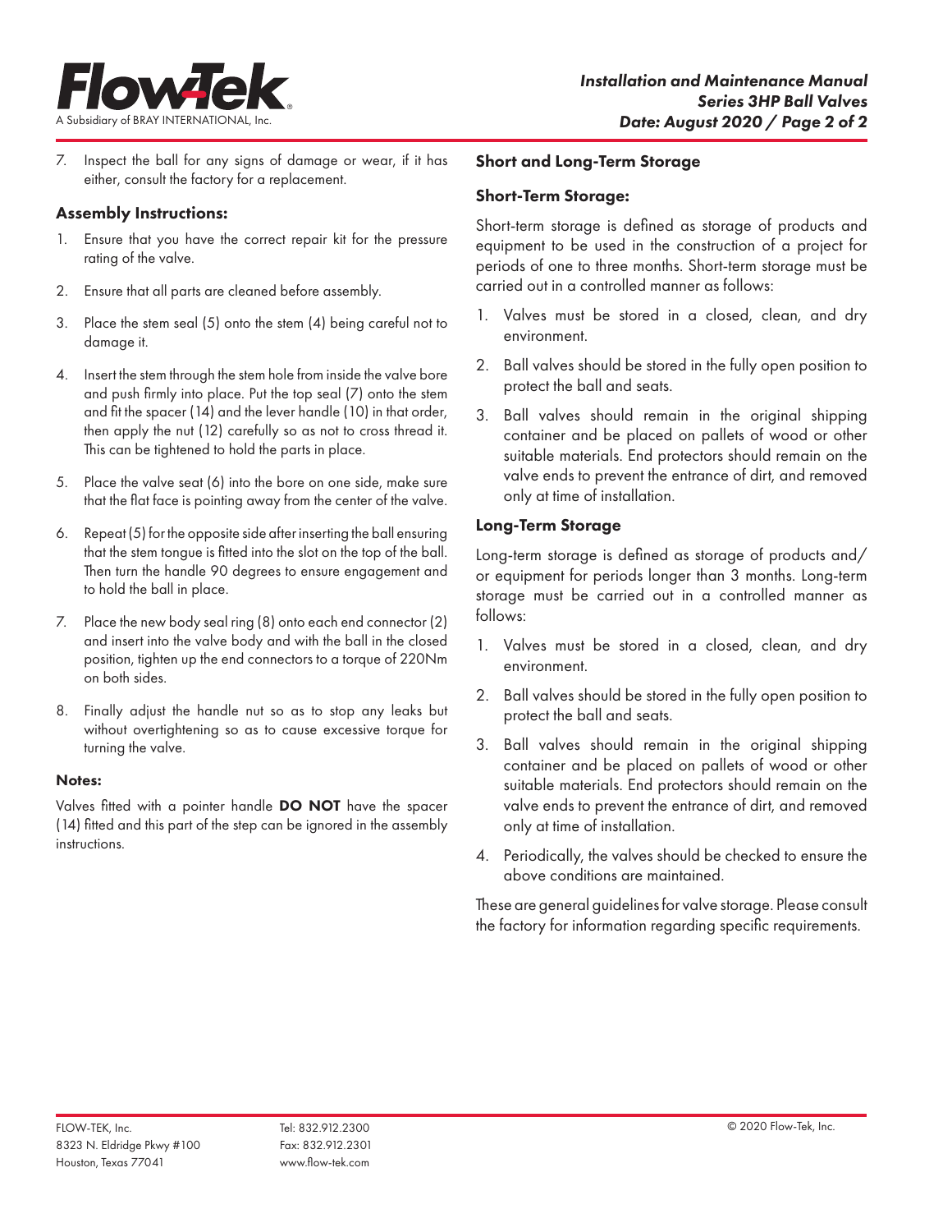7. Inspect the ball for any signs of damage or wear, if it has either, consult the factory for a replacement.

### Assembly Instructions:

1. Ensure that you have the correct repair kit for the pressure rating of the valve.
2. Ensure that all parts are cleaned before assembly.
3. Place the stem seal (5) onto the stem (4) being careful not to damage it.
4. Insert the stem through the stem hole from inside the valve bore and push firmly into place. Put the top seal (7) onto the stem and fit the spacer (14) and the lever handle (10) in that order, then apply the nut (12) carefully so as not to cross thread it. This can be tightened to hold the parts in place.
5. Place the valve seat (6) into the bore on one side, make sure that the flat face is pointing away from the center of the valve.
6. Repeat (5) for the opposite side after inserting the ball ensuring that the stem tongue is fitted into the slot on the top of the ball. Then turn the handle 90 degrees to ensure engagement and to hold the ball in place.
7. Place the new body seal ring (8) onto each end connector (2) and insert into the valve body and with the ball in the closed position, tighten up the end connectors to a torque of 220Nm on both sides.
8. Finally adjust the handle nut so as to stop any leaks but without overtightening so as to cause excessive torque for turning the valve.

### Notes:

Valves fitted with a pointer handle **DO NOT** have the spacer (14) fitted and this part of the step can be ignored in the assembly instructions.

## Short and Long-Term Storage

### Short-Term Storage:

Short-term storage is defined as storage of products and equipment to be used in the construction of a project for periods of one to three months. Short-term storage must be carried out in a controlled manner as follows:

1. Valves must be stored in a closed, clean, and dry environment.
2. Ball valves should be stored in the fully open position to protect the ball and seats.
3. Ball valves should remain in the original shipping container and be placed on pallets of wood or other suitable materials. End protectors should remain on the valve ends to prevent the entrance of dirt, and removed only at time of installation.

### Long-Term Storage

Long-term storage is defined as storage of products and/ or equipment for periods longer than 3 months. Long-term storage must be carried out in a controlled manner as follows:

1. Valves must be stored in a closed, clean, and dry environment.
2. Ball valves should be stored in the fully open position to protect the ball and seats.
3. Ball valves should remain in the original shipping container and be placed on pallets of wood or other suitable materials. End protectors should remain on the valve ends to prevent the entrance of dirt, and removed only at time of installation.
4. Periodically, the valves should be checked to ensure the above conditions are maintained.

These are general guidelines for valve storage. Please consult the factory for information regarding specific requirements.